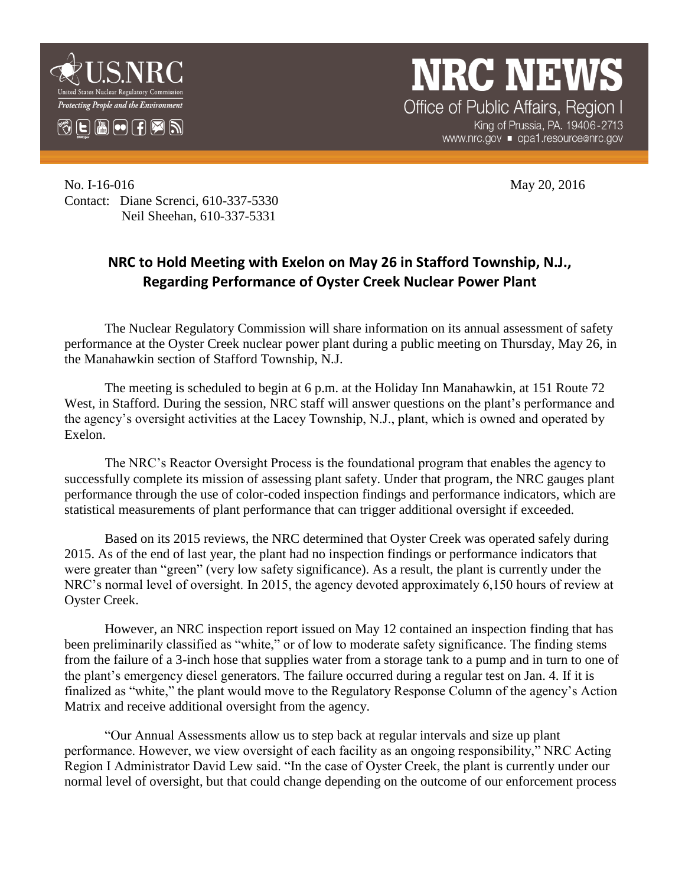# NRC NEWS

Office of Public Affairs, Region I
King of Prussia, PA. 19406-2713
www.nrc.gov ■ opa1.resource@nrc.gov

No. I-16-016 May 20, 2016

Contact: Diane Screnci, 610-337-5330
Neil Sheehan, 610-337-5331

## NRC to Hold Meeting with Exelon on May 26 in Stafford Township, N.J., Regarding Performance of Oyster Creek Nuclear Power Plant

The Nuclear Regulatory Commission will share information on its annual assessment of safety performance at the Oyster Creek nuclear power plant during a public meeting on Thursday, May 26, in the Manahawkin section of Stafford Township, N.J.

The meeting is scheduled to begin at 6 p.m. at the Holiday Inn Manahawkin, at 151 Route 72 West, in Stafford. During the session, NRC staff will answer questions on the plant's performance and the agency's oversight activities at the Lacey Township, N.J., plant, which is owned and operated by Exelon.

The NRC's Reactor Oversight Process is the foundational program that enables the agency to successfully complete its mission of assessing plant safety. Under that program, the NRC gauges plant performance through the use of color-coded inspection findings and performance indicators, which are statistical measurements of plant performance that can trigger additional oversight if exceeded.

Based on its 2015 reviews, the NRC determined that Oyster Creek was operated safely during 2015. As of the end of last year, the plant had no inspection findings or performance indicators that were greater than "green" (very low safety significance). As a result, the plant is currently under the NRC's normal level of oversight. In 2015, the agency devoted approximately 6,150 hours of review at Oyster Creek.

However, an NRC inspection report issued on May 12 contained an inspection finding that has been preliminarily classified as "white," or of low to moderate safety significance. The finding stems from the failure of a 3-inch hose that supplies water from a storage tank to a pump and in turn to one of the plant's emergency diesel generators. The failure occurred during a regular test on Jan. 4. If it is finalized as "white," the plant would move to the Regulatory Response Column of the agency's Action Matrix and receive additional oversight from the agency.

"Our Annual Assessments allow us to step back at regular intervals and size up plant performance. However, we view oversight of each facility as an ongoing responsibility," NRC Acting Region I Administrator David Lew said. "In the case of Oyster Creek, the plant is currently under our normal level of oversight, but that could change depending on the outcome of our enforcement process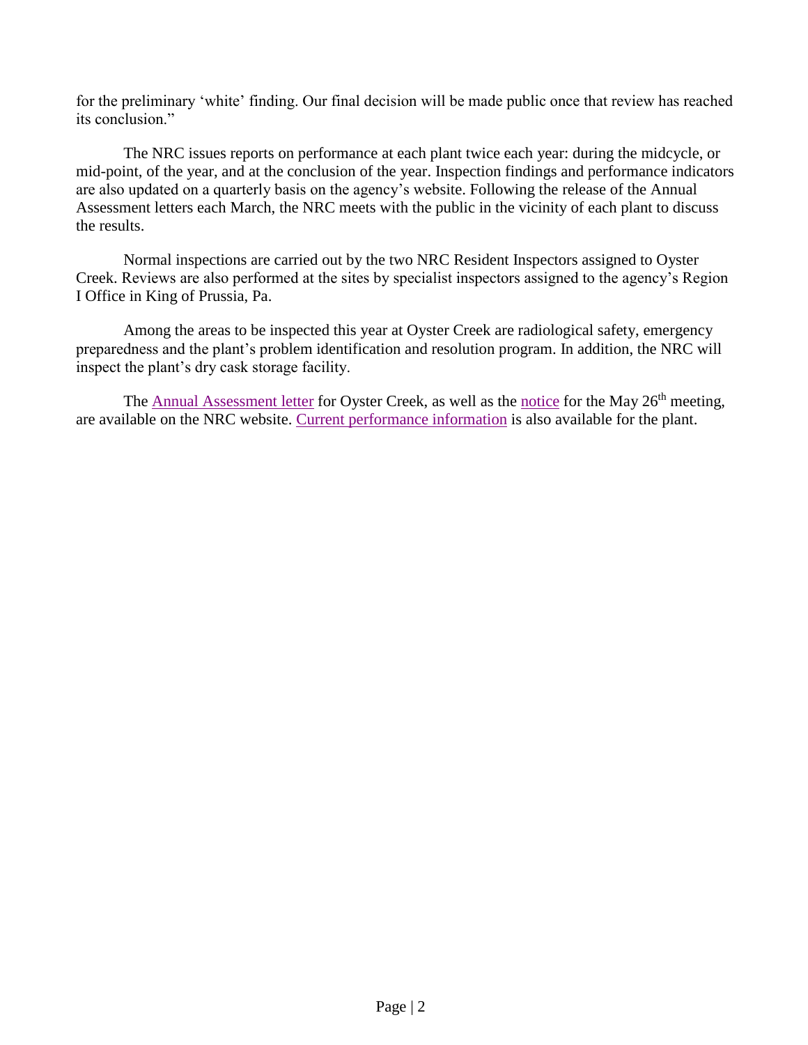for the preliminary 'white' finding. Our final decision will be made public once that review has reached its conclusion."

The NRC issues reports on performance at each plant twice each year: during the midcycle, or mid-point, of the year, and at the conclusion of the year. Inspection findings and performance indicators are also updated on a quarterly basis on the agency's website. Following the release of the Annual Assessment letters each March, the NRC meets with the public in the vicinity of each plant to discuss the results.

Normal inspections are carried out by the two NRC Resident Inspectors assigned to Oyster Creek. Reviews are also performed at the sites by specialist inspectors assigned to the agency's Region I Office in King of Prussia, Pa.

Among the areas to be inspected this year at Oyster Creek are radiological safety, emergency preparedness and the plant's problem identification and resolution program. In addition, the NRC will inspect the plant's dry cask storage facility.

The Annual Assessment letter for Oyster Creek, as well as the notice for the May 26th meeting, are available on the NRC website. Current performance information is also available for the plant.